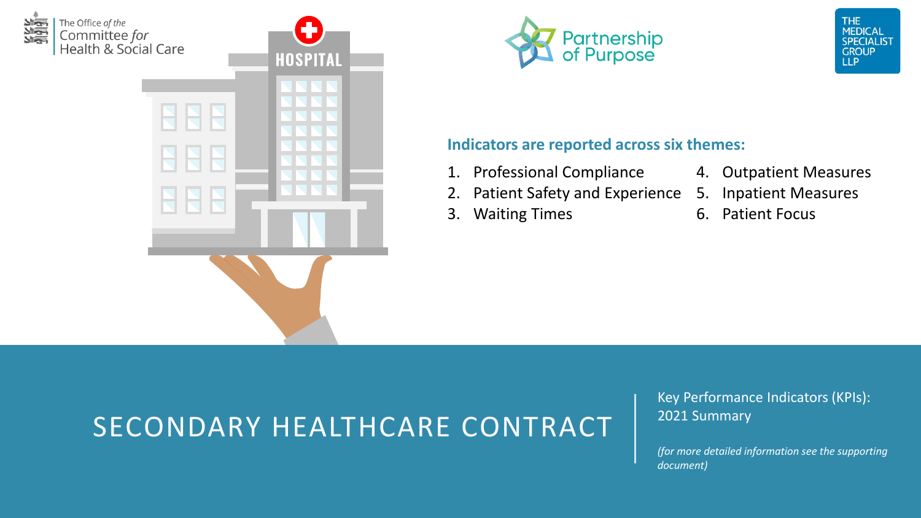The Office *of the* Committee *for* Health & Social Care

Partnership of Purpose

THE MEDICAL SPECIALIST GROUP LLP

**Indicators are reported across six themes:**

1. Professional Compliance
2. Patient Safety and Experience
3. Waiting Times
4. Outpatient Measures
5. Inpatient Measures
6. Patient Focus

# SECONDARY HEALTHCARE CONTRACT

Key Performance Indicators (KPIs): 2021 Summary

*(for more detailed information see the supporting document)*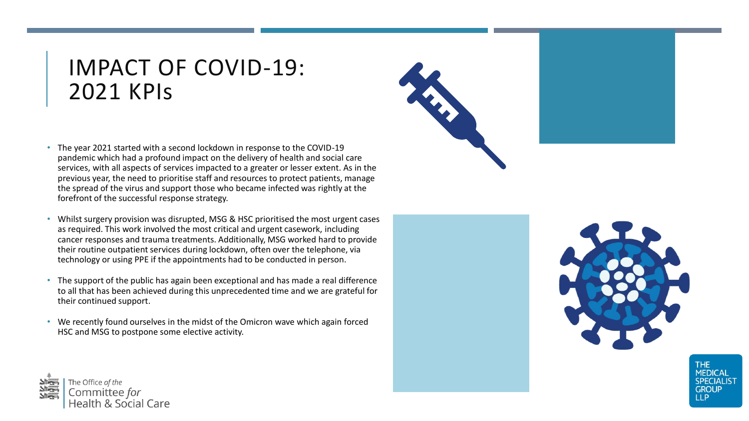# IMPACT OF COVID-19: 2021 KPIs

- The year 2021 started with a second lockdown in response to the COVID-19 pandemic which had a profound impact on the delivery of health and social care services, with all aspects of services impacted to a greater or lesser extent. As in the previous year, the need to prioritise staff and resources to protect patients, manage the spread of the virus and support those who became infected was rightly at the forefront of the successful response strategy.
- Whilst surgery provision was disrupted, MSG & HSC prioritised the most urgent cases as required. This work involved the most critical and urgent casework, including cancer responses and trauma treatments. Additionally, MSG worked hard to provide their routine outpatient services during lockdown, often over the telephone, via technology or using PPE if the appointments had to be conducted in person.
- The support of the public has again been exceptional and has made a real difference to all that has been achieved during this unprecedented time and we are grateful for their continued support.
- We recently found ourselves in the midst of the Omicron wave which again forced HSC and MSG to postpone some elective activity.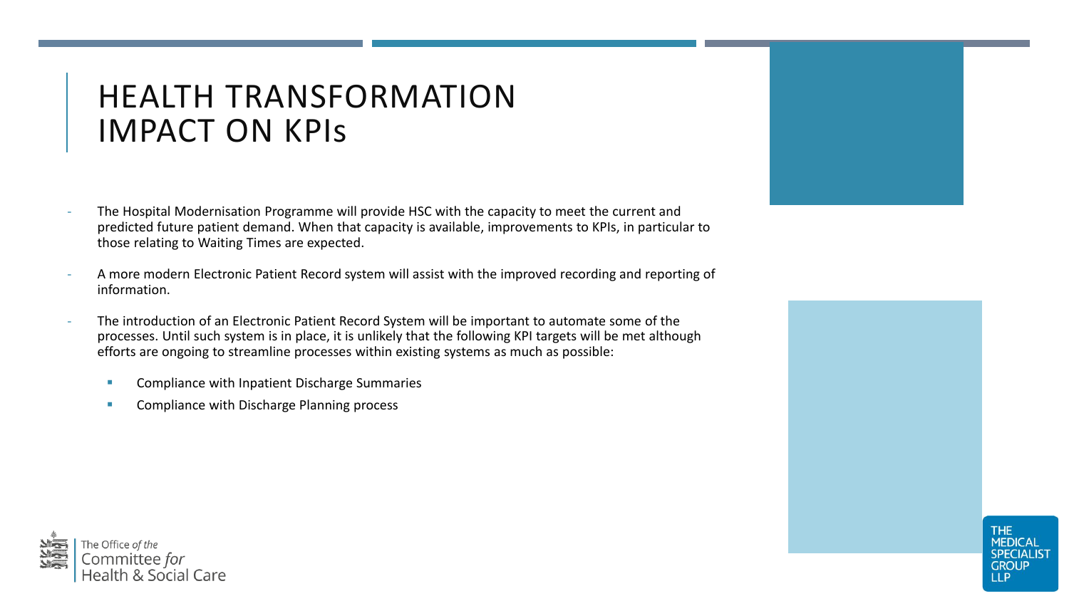# HEALTH TRANSFORMATION IMPACT ON KPIs

- The Hospital Modernisation Programme will provide HSC with the capacity to meet the current and predicted future patient demand. When that capacity is available, improvements to KPIs, in particular to those relating to Waiting Times are expected.
- A more modern Electronic Patient Record system will assist with the improved recording and reporting of information.
- The introduction of an Electronic Patient Record System will be important to automate some of the processes. Until such system is in place, it is unlikely that the following KPI targets will be met although efforts are ongoing to streamline processes within existing systems as much as possible:
  - Compliance with Inpatient Discharge Summaries
  - Compliance with Discharge Planning process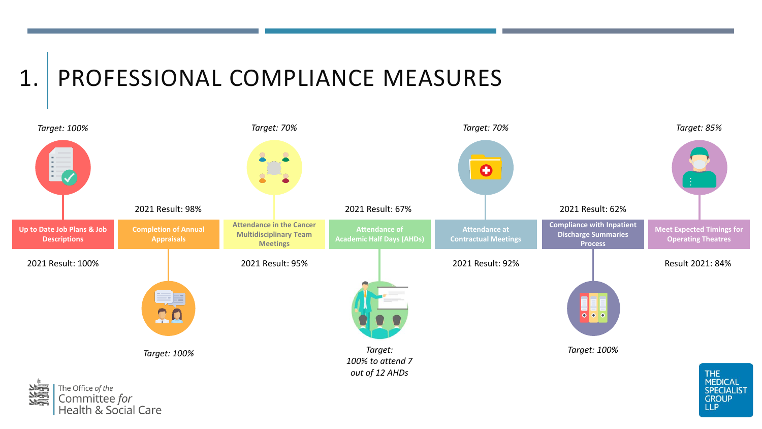# 1. PROFESSIONAL COMPLIANCE MEASURES

| Measure | Target | 2021 Result |
| --- | --- | --- |
| Up to Date Job Plans & Job Descriptions | *Target: 100%* | 2021 Result: 100% |
| Completion of Annual Appraisals | *Target: 100%* | 2021 Result: 98% |
| Attendance in the Cancer Multidisciplinary Team Meetings | *Target: 70%* | 2021 Result: 95% |
| Attendance of Academic Half Days (AHDs) | *Target: 100% to attend 7 out of 12 AHDs* | 2021 Result: 67% |
| Attendance at Contractual Meetings | *Target: 70%* | 2021 Result: 92% |
| Compliance with Inpatient Discharge Summaries Process | *Target: 100%* | 2021 Result: 62% |
| Meet Expected Timings for Operating Theatres | *Target: 85%* | Result 2021: 84% |

The Office *of the* Committee *for* Health & Social Care

THE MEDICAL SPECIALIST GROUP LLP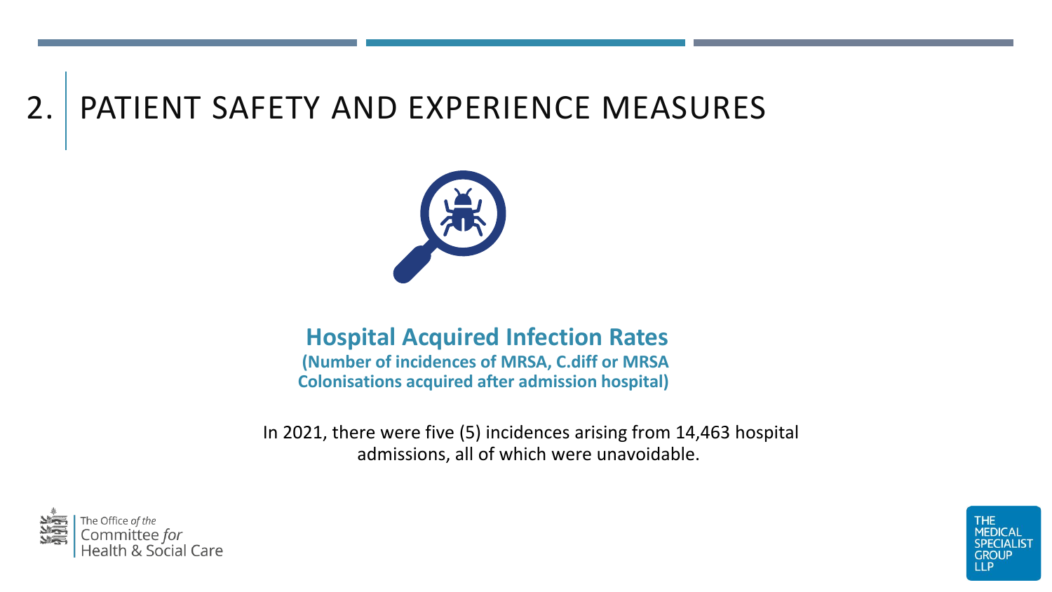# 2. PATIENT SAFETY AND EXPERIENCE MEASURES

## Hospital Acquired Infection Rates

**(Number of incidences of MRSA, C.diff or MRSA Colonisations acquired after admission hospital)**

In 2021, there were five (5) incidences arising from 14,463 hospital admissions, all of which were unavoidable.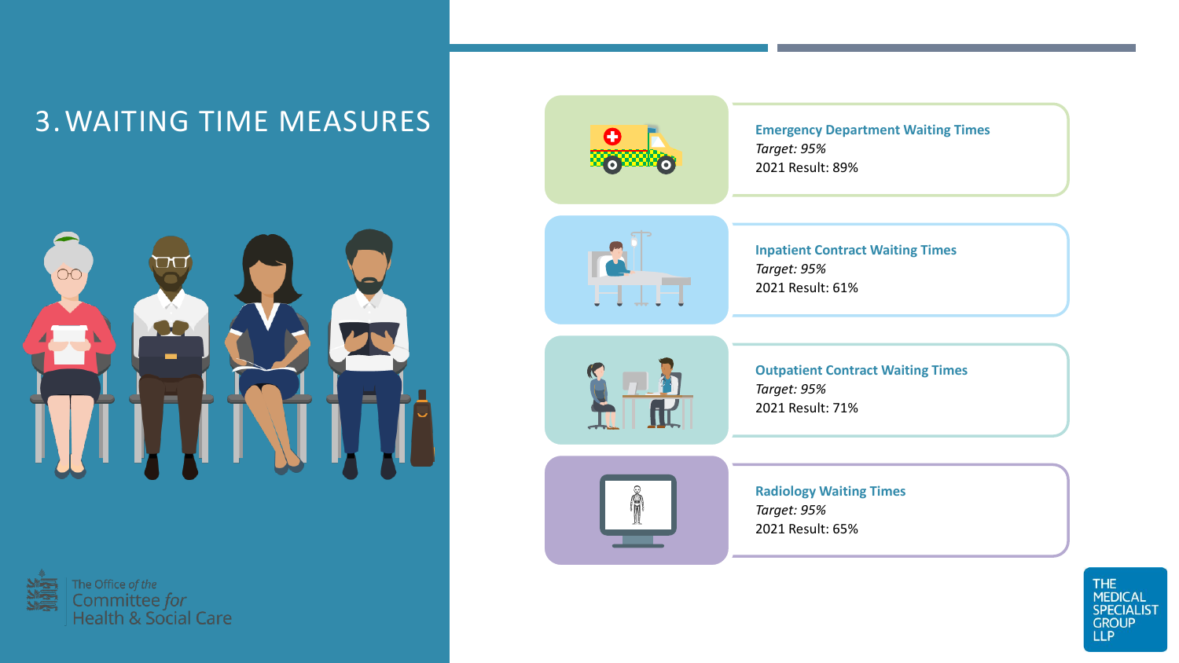# 3. WAITING TIME MEASURES

**Emergency Department Waiting Times**
*Target: 95%*
2021 Result: 89%

**Inpatient Contract Waiting Times**
*Target: 95%*
2021 Result: 61%

**Outpatient Contract Waiting Times**
*Target: 95%*
2021 Result: 71%

**Radiology Waiting Times**
*Target: 95%*
2021 Result: 65%

The Office *of the* Committee *for* Health & Social Care

THE MEDICAL SPECIALIST GROUP LLP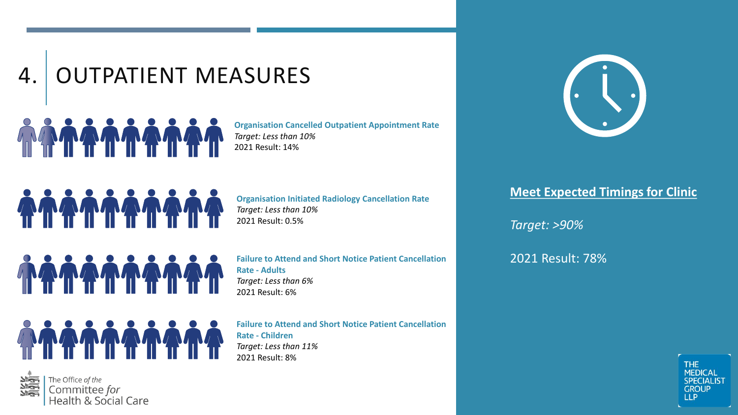# 4. OUTPATIENT MEASURES

**Organisation Cancelled Outpatient Appointment Rate**
*Target: Less than 10%*
2021 Result: 14%

**Organisation Initiated Radiology Cancellation Rate**
*Target: Less than 10%*
2021 Result: 0.5%

**Failure to Attend and Short Notice Patient Cancellation Rate - Adults**
*Target: Less than 6%*
2021 Result: 6%

**Failure to Attend and Short Notice Patient Cancellation Rate - Children**
*Target: Less than 11%*
2021 Result: 8%

**Meet Expected Timings for Clinic**

*Target: >90%*

2021 Result: 78%

The Office *of the* Committee *for* Health & Social Care

THE MEDICAL SPECIALIST GROUP LLP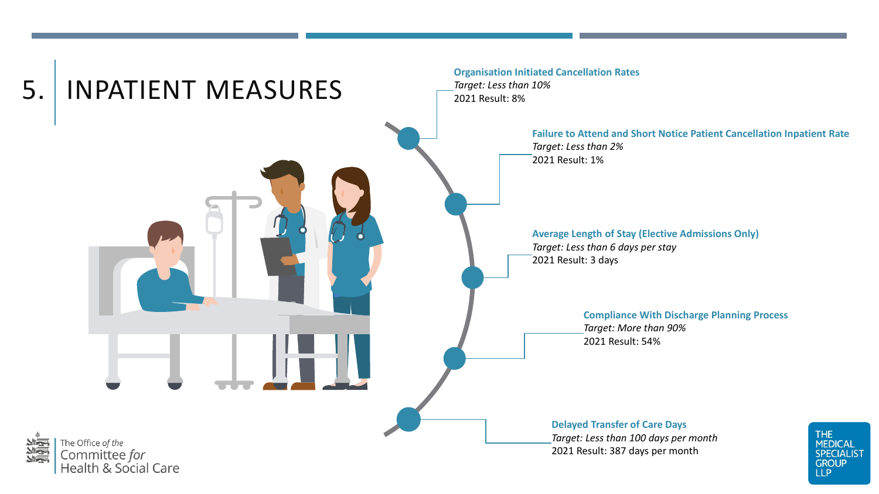# 5. INPATIENT MEASURES

**Organisation Initiated Cancellation Rates**
*Target: Less than 10%*
2021 Result: 8%

**Failure to Attend and Short Notice Patient Cancellation Inpatient Rate**
*Target: Less than 2%*
2021 Result: 1%

**Average Length of Stay (Elective Admissions Only)**
*Target: Less than 6 days per stay*
2021 Result: 3 days

**Compliance With Discharge Planning Process**
*Target: More than 90%*
2021 Result: 54%

**Delayed Transfer of Care Days**
*Target: Less than 100 days per month*
2021 Result: 387 days per month

The Office *of the* Committee *for* Health & Social Care

THE MEDICAL SPECIALIST GROUP LLP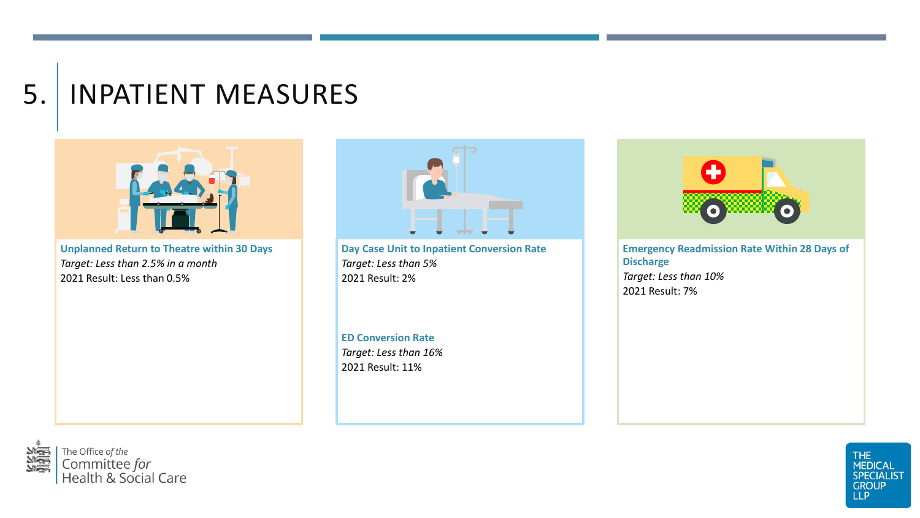# 5. INPATIENT MEASURES

**Unplanned Return to Theatre within 30 Days**

*Target: Less than 2.5% in a month*

2021 Result: Less than 0.5%

**Day Case Unit to Inpatient Conversion Rate**

*Target: Less than 5%*

2021 Result: 2%

**ED Conversion Rate**

*Target: Less than 16%*

2021 Result: 11%

**Emergency Readmission Rate Within 28 Days of Discharge**

*Target: Less than 10%*

2021 Result: 7%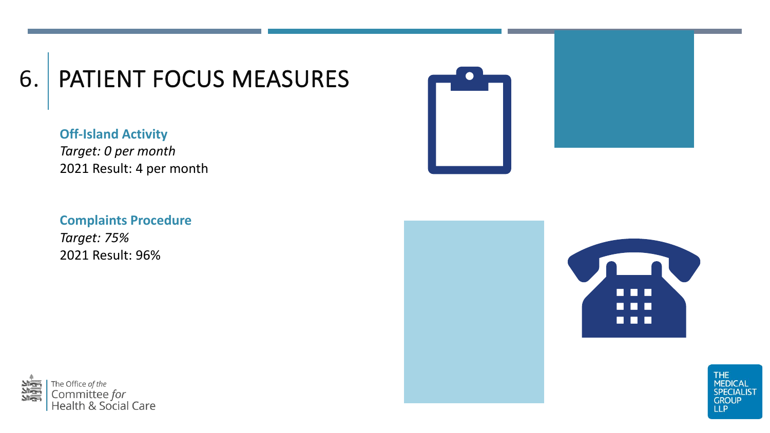# 6. PATIENT FOCUS MEASURES

**Off-Island Activity**

*Target: 0 per month*

2021 Result: 4 per month

**Complaints Procedure**

*Target: 75%*

2021 Result: 96%

The Office *of the* Committee *for* Health & Social Care

THE MEDICAL SPECIALIST GROUP LLP